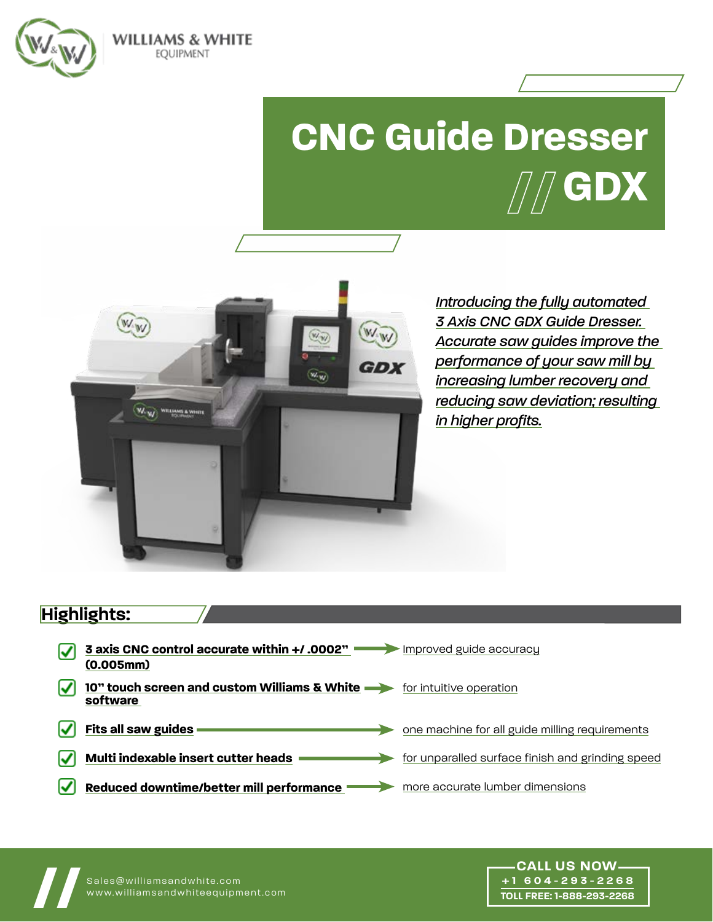WILLIAMS & WHITE
EQUIPMENT

# CNC Guide Dresser
# // GDX

*Introducing the fully automated 3 Axis CNC GDX Guide Dresser. Accurate saw guides improve the performance of your saw mill by increasing lumber recovery and reducing saw deviation; resulting in higher profits.*

## Highlights:

- **3 axis CNC control accurate within +/ .0002" (0.005mm)** → Improved guide accuracy
- **10" touch screen and custom Williams & White software** → for intuitive operation
- **Fits all saw guides** → one machine for all guide milling requirements
- **Multi indexable insert cutter heads** → for unparalled surface finish and grinding speed
- **Reduced downtime/better mill performance** → more accurate lumber dimensions

Sales@williamsandwhite.com
www.williamsandwhiteequipment.com

CALL US NOW
+1 604-293-2268
TOLL FREE: 1-888-293-2268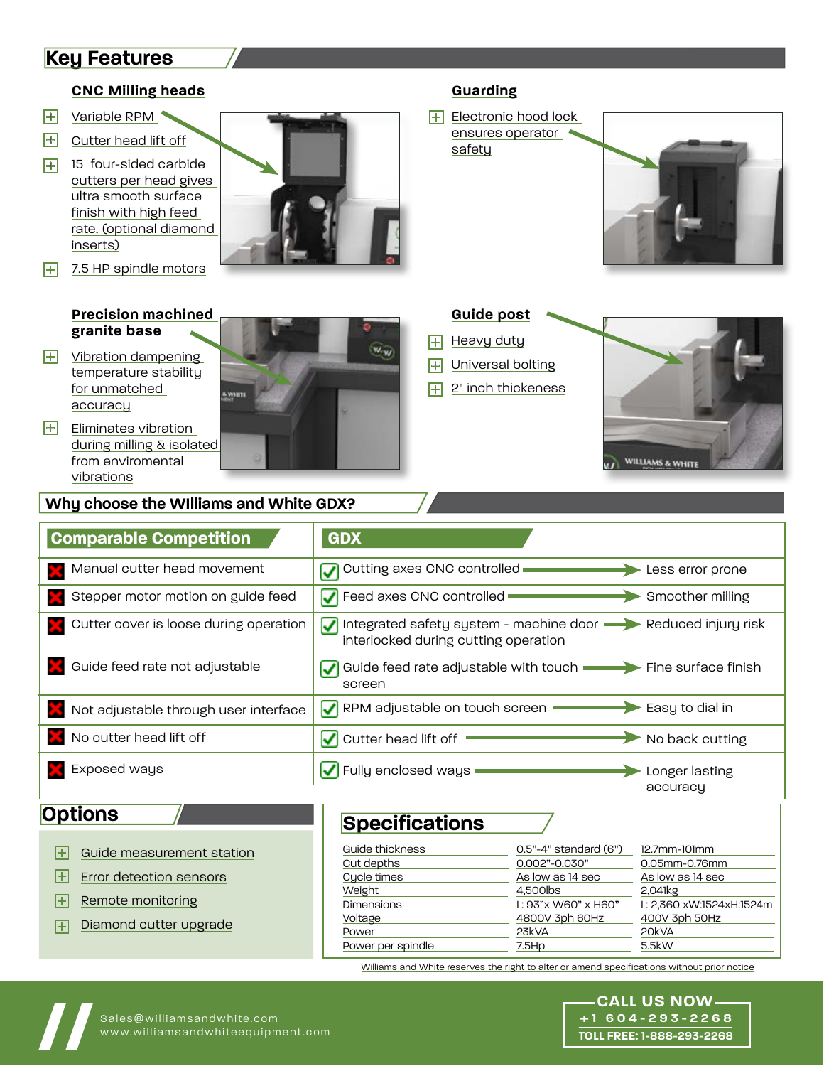## Key Features

### CNC Milling heads

- Variable RPM
- Cutter head lift off
- 15 four-sided carbide cutters per head gives ultra smooth surface finish with high feed rate. (optional diamond inserts)
- 7.5 HP spindle motors

### Guarding

- Electronic hood lock ensures operator safety

### Precision machined granite base

- Vibration dampening temperature stability for unmatched accuracy
- Eliminates vibration during milling & isolated from enviromental vibrations

### Guide post

- Heavy duty
- Universal bolting
- 2" inch thickeness

## Why choose the WIlliams and White GDX?

| Comparable Competition | GDX | |
|---|---|---|
| Manual cutter head movement | Cutting axes CNC controlled | Less error prone |
| Stepper motor motion on guide feed | Feed axes CNC controlled | Smoother milling |
| Cutter cover is loose during operation | Integrated safety system - machine door interlocked during cutting operation | Reduced injury risk |
| Guide feed rate not adjustable | Guide feed rate adjustable with touch screen | Fine surface finish |
| Not adjustable through user interface | RPM adjustable on touch screen | Easy to dial in |
| No cutter head lift off | Cutter head lift off | No back cutting |
| Exposed ways | Fully enclosed ways | Longer lasting accuracy |

## Options

- Guide measurement station
- Error detection sensors
- Remote monitoring
- Diamond cutter upgrade

## Specifications

| | | |
|---|---|---|
| Guide thickness | 0.5"-4" standard (6") | 12.7mm-101mm |
| Cut depths | 0.002"-0.030" | 0.05mm-0.76mm |
| Cycle times | As low as 14 sec | As low as 14 sec |
| Weight | 4,500lbs | 2,041kg |
| Dimensions | L: 93"x W60" x H60" | L: 2,360 xW:1524xH:1524m |
| Voltage | 4800V 3ph 60Hz | 400V 3ph 50Hz |
| Power | 23kVA | 20kVA |
| Power per spindle | 7.5Hp | 5.5kW |

Williams and White reserves the right to alter or amend specifications without prior notice

Sales@williamsandwhite.com
www.williamsandwhiteequipment.com

**CALL US NOW**
+1 604-293-2268
TOLL FREE: 1-888-293-2268